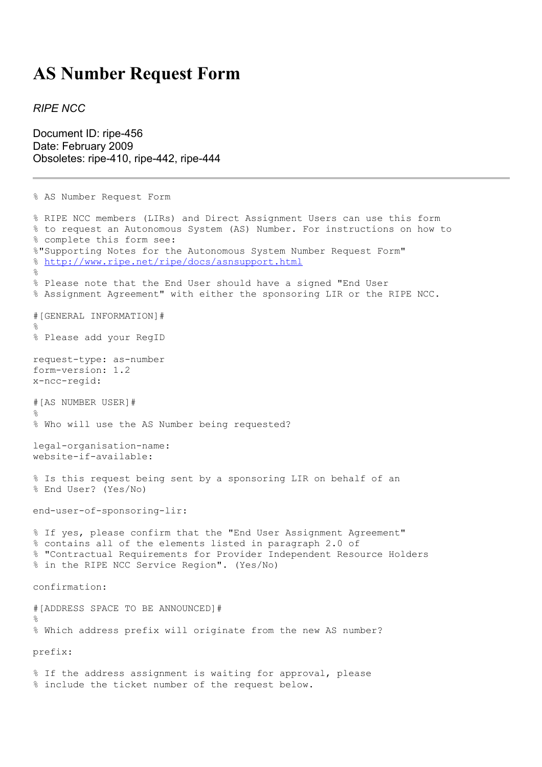# AS Number Request Form

*RIPE NCC*

Document ID: ripe-456
Date: February 2009
Obsoletes: ripe-410, ripe-442, ripe-444

---

```
% AS Number Request Form

% RIPE NCC members (LIRs) and Direct Assignment Users can use this form
% to request an Autonomous System (AS) Number. For instructions on how to
% complete this form see:
%"Supporting Notes for the Autonomous System Number Request Form"
% http://www.ripe.net/ripe/docs/asnsupport.html
%
% Please note that the End User should have a signed "End User
% Assignment Agreement" with either the sponsoring LIR or the RIPE NCC.

#[GENERAL INFORMATION]#
%
% Please add your RegID

request-type: as-number
form-version: 1.2
x-ncc-regid:

#[AS NUMBER USER]#
%
% Who will use the AS Number being requested?

legal-organisation-name:
website-if-available:

% Is this request being sent by a sponsoring LIR on behalf of an
% End User? (Yes/No)

end-user-of-sponsoring-lir:

% If yes, please confirm that the "End User Assignment Agreement"
% contains all of the elements listed in paragraph 2.0 of
% "Contractual Requirements for Provider Independent Resource Holders
% in the RIPE NCC Service Region". (Yes/No)

confirmation:

#[ADDRESS SPACE TO BE ANNOUNCED]#
%
% Which address prefix will originate from the new AS number?

prefix:

% If the address assignment is waiting for approval, please
% include the ticket number of the request below.
```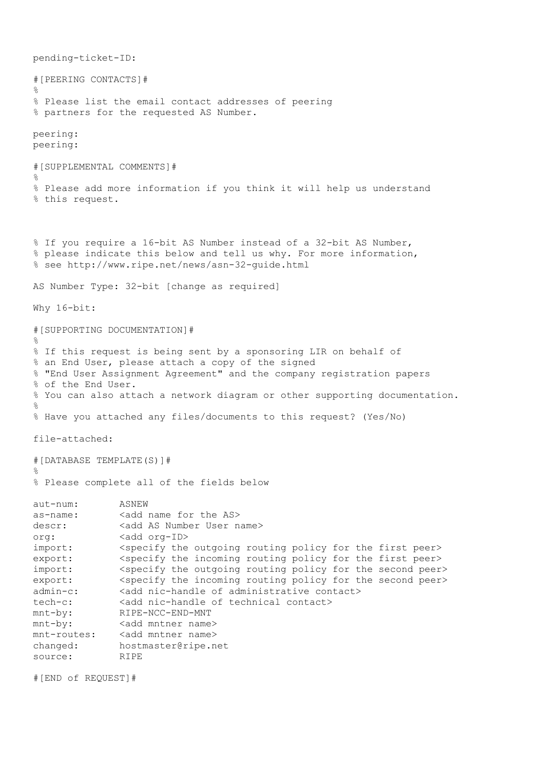```
pending-ticket-ID:

#[PEERING CONTACTS]#
%
% Please list the email contact addresses of peering
% partners for the requested AS Number.

peering:
peering:

#[SUPPLEMENTAL COMMENTS]#
%
% Please add more information if you think it will help us understand
% this request.



% If you require a 16-bit AS Number instead of a 32-bit AS Number,
% please indicate this below and tell us why. For more information,
% see http://www.ripe.net/news/asn-32-guide.html

AS Number Type: 32-bit [change as required]

Why 16-bit:

#[SUPPORTING DOCUMENTATION]#
%
% If this request is being sent by a sponsoring LIR on behalf of
% an End User, please attach a copy of the signed
% "End User Assignment Agreement" and the company registration papers
% of the End User.
% You can also attach a network diagram or other supporting documentation.
%
% Have you attached any files/documents to this request? (Yes/No)

file-attached:

#[DATABASE TEMPLATE(S)]#
%
% Please complete all of the fields below

aut-num:       ASNEW
as-name:       <add name for the AS>
descr:         <add AS Number User name>
org:           <add org-ID>
import:        <specify the outgoing routing policy for the first peer>
export:        <specify the incoming routing policy for the first peer>
import:        <specify the outgoing routing policy for the second peer>
export:        <specify the incoming routing policy for the second peer>
admin-c:       <add nic-handle of administrative contact>
tech-c:        <add nic-handle of technical contact>
mnt-by:        RIPE-NCC-END-MNT
mnt-by:        <add mntner name>
mnt-routes:    <add mntner name>
changed:       hostmaster@ripe.net
source:        RIPE

#[END of REQUEST]#
```